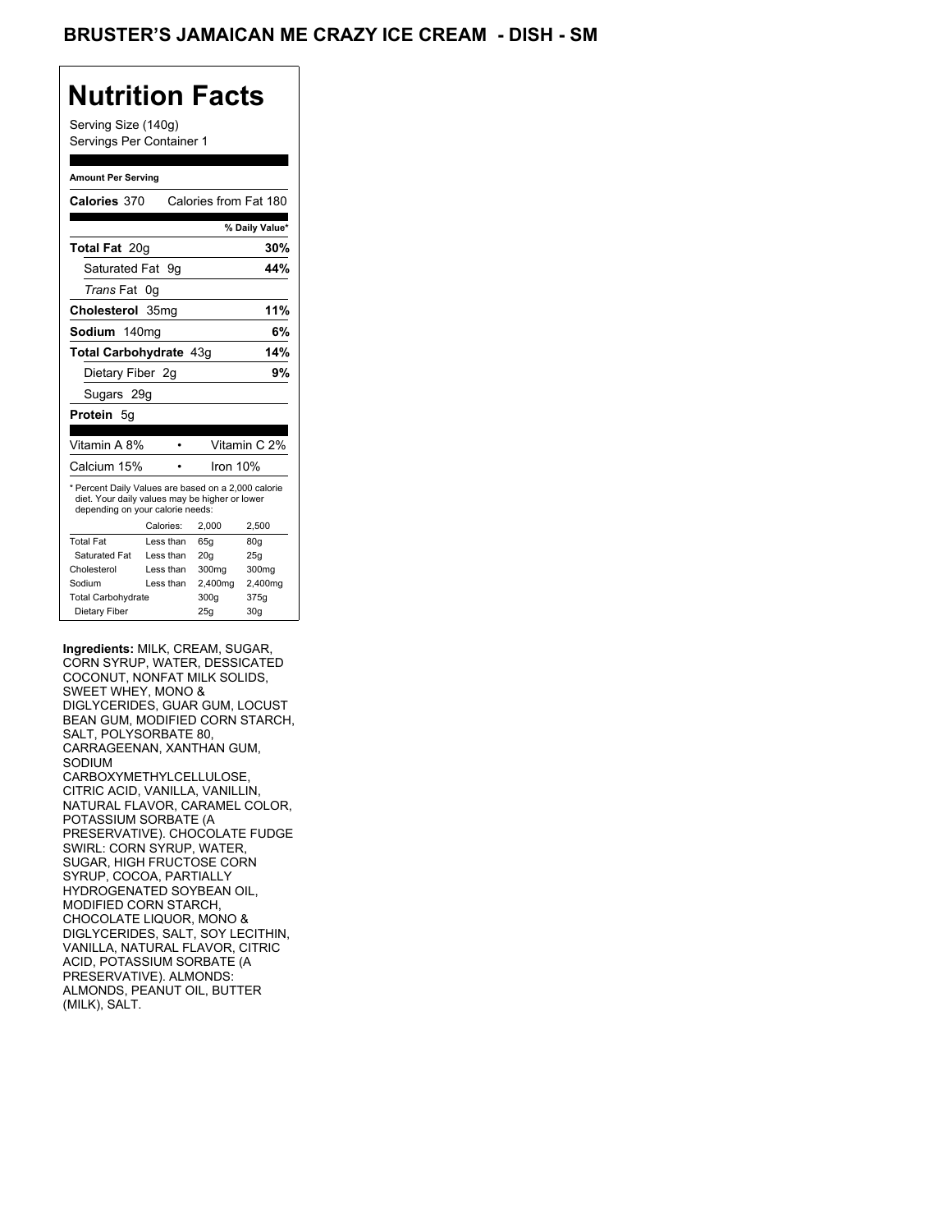# BRUSTER'S JAMAICAN ME CRAZY ICE CREAM - DISH - SM

## Nutrition Facts

Serving Size (140g)
Servings Per Container 1

**Amount Per Serving**

**Calories** 370 Calories from Fat 180

| | % Daily Value* |
|---|---|
| **Total Fat** 20g | **30%** |
| Saturated Fat 9g | **44%** |
| *Trans* Fat 0g | |
| **Cholesterol** 35mg | **11%** |
| **Sodium** 140mg | **6%** |
| **Total Carbohydrate** 43g | **14%** |
| Dietary Fiber 2g | **9%** |
| Sugars 29g | |
| **Protein** 5g | |

Vitamin A 8% • Vitamin C 2%

Calcium 15% • Iron 10%

* Percent Daily Values are based on a 2,000 calorie diet. Your daily values may be higher or lower depending on your calorie needs:

| | Calories: | 2,000 | 2,500 |
|---|---|---|---|
| Total Fat | Less than | 65g | 80g |
| Saturated Fat | Less than | 20g | 25g |
| Cholesterol | Less than | 300mg | 300mg |
| Sodium | Less than | 2,400mg | 2,400mg |
| Total Carbohydrate | | 300g | 375g |
| Dietary Fiber | | 25g | 30g |

**Ingredients:** MILK, CREAM, SUGAR, CORN SYRUP, WATER, DESSICATED COCONUT, NONFAT MILK SOLIDS, SWEET WHEY, MONO & DIGLYCERIDES, GUAR GUM, LOCUST BEAN GUM, MODIFIED CORN STARCH, SALT, POLYSORBATE 80, CARRAGEENAN, XANTHAN GUM, SODIUM CARBOXYMETHYLCELLULOSE, CITRIC ACID, VANILLA, VANILLIN, NATURAL FLAVOR, CARAMEL COLOR, POTASSIUM SORBATE (A PRESERVATIVE). CHOCOLATE FUDGE SWIRL: CORN SYRUP, WATER, SUGAR, HIGH FRUCTOSE CORN SYRUP, COCOA, PARTIALLY HYDROGENATED SOYBEAN OIL, MODIFIED CORN STARCH, CHOCOLATE LIQUOR, MONO & DIGLYCERIDES, SALT, SOY LECITHIN, VANILLA, NATURAL FLAVOR, CITRIC ACID, POTASSIUM SORBATE (A PRESERVATIVE). ALMONDS: ALMONDS, PEANUT OIL, BUTTER (MILK), SALT.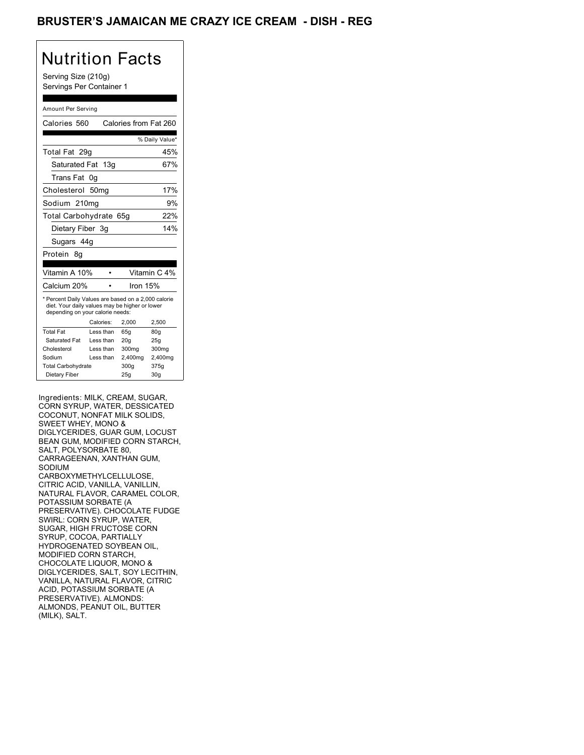# BRUSTER'S JAMAICAN ME CRAZY ICE CREAM - DISH - REG

## Nutrition Facts

Serving Size (210g)
Servings Per Container 1

Amount Per Serving

| Calories 560 | Calories from Fat 260 |
|---|---|
| | % Daily Value* |
| Total Fat 29g | 45% |
| Saturated Fat 13g | 67% |
| Trans Fat 0g | |
| Cholesterol 50mg | 17% |
| Sodium 210mg | 9% |
| Total Carbohydrate 65g | 22% |
| Dietary Fiber 3g | 14% |
| Sugars 44g | |
| Protein 8g | |

| Vitamin A 10% | • | Vitamin C 4% |
|---|---|---|
| Calcium 20% | • | Iron 15% |

* Percent Daily Values are based on a 2,000 calorie diet. Your daily values may be higher or lower depending on your calorie needs:

| | Calories: | 2,000 | 2,500 |
|---|---|---|---|
| Total Fat | Less than | 65g | 80g |
| Saturated Fat | Less than | 20g | 25g |
| Cholesterol | Less than | 300mg | 300mg |
| Sodium | Less than | 2,400mg | 2,400mg |
| Total Carbohydrate | | 300g | 375g |
| Dietary Fiber | | 25g | 30g |

Ingredients: MILK, CREAM, SUGAR, CORN SYRUP, WATER, DESSICATED COCONUT, NONFAT MILK SOLIDS, SWEET WHEY, MONO & DIGLYCERIDES, GUAR GUM, LOCUST BEAN GUM, MODIFIED CORN STARCH, SALT, POLYSORBATE 80, CARRAGEENAN, XANTHAN GUM, SODIUM CARBOXYMETHYLCELLULOSE, CITRIC ACID, VANILLA, VANILLIN, NATURAL FLAVOR, CARAMEL COLOR, POTASSIUM SORBATE (A PRESERVATIVE). CHOCOLATE FUDGE SWIRL: CORN SYRUP, WATER, SUGAR, HIGH FRUCTOSE CORN SYRUP, COCOA, PARTIALLY HYDROGENATED SOYBEAN OIL, MODIFIED CORN STARCH, CHOCOLATE LIQUOR, MONO & DIGLYCERIDES, SALT, SOY LECITHIN, VANILLA, NATURAL FLAVOR, CITRIC ACID, POTASSIUM SORBATE (A PRESERVATIVE). ALMONDS: ALMONDS, PEANUT OIL, BUTTER (MILK), SALT.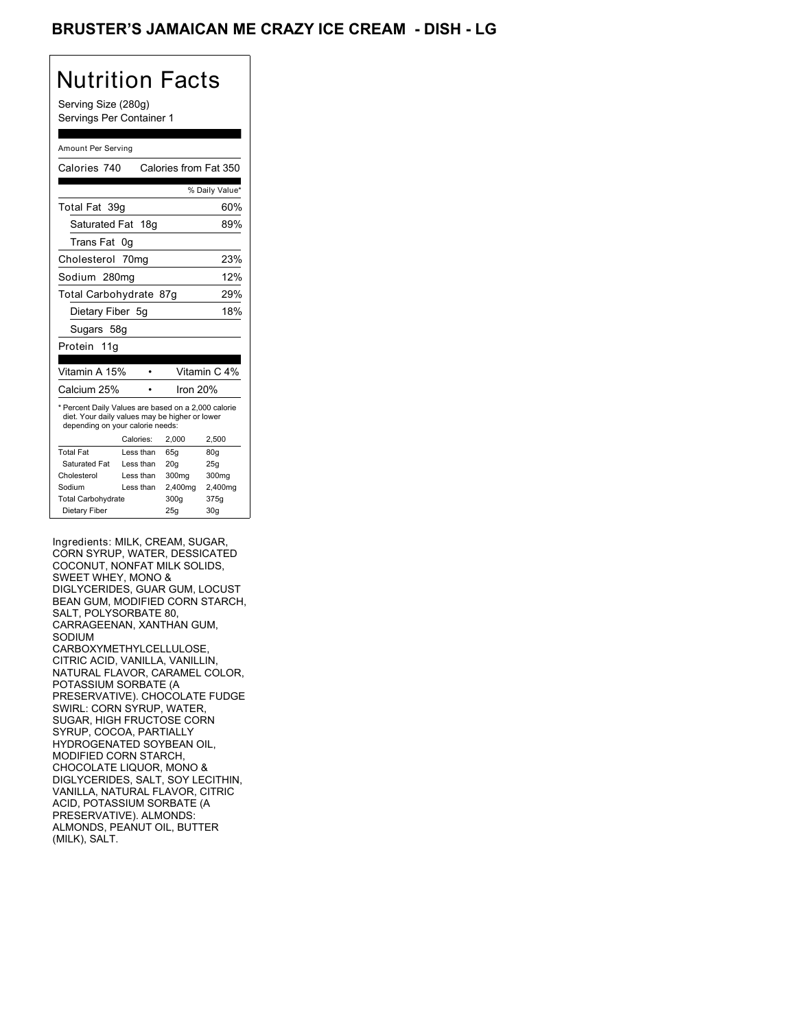# BRUSTER'S JAMAICAN ME CRAZY ICE CREAM - DISH - LG

## Nutrition Facts

Serving Size (280g)
Servings Per Container 1

Amount Per Serving

| | |
|---|---|
| Calories 740 | Calories from Fat 350 |
| | % Daily Value* |
| Total Fat 39g | 60% |
| Saturated Fat 18g | 89% |
| Trans Fat 0g | |
| Cholesterol 70mg | 23% |
| Sodium 280mg | 12% |
| Total Carbohydrate 87g | 29% |
| Dietary Fiber 5g | 18% |
| Sugars 58g | |
| Protein 11g | |
| Vitamin A 15% | Vitamin C 4% |
| Calcium 25% | Iron 20% |

* Percent Daily Values are based on a 2,000 calorie diet. Your daily values may be higher or lower depending on your calorie needs:

| | Calories: | 2,000 | 2,500 |
|---|---|---|---|
| Total Fat | Less than | 65g | 80g |
| Saturated Fat | Less than | 20g | 25g |
| Cholesterol | Less than | 300mg | 300mg |
| Sodium | Less than | 2,400mg | 2,400mg |
| Total Carbohydrate | | 300g | 375g |
| Dietary Fiber | | 25g | 30g |

Ingredients: MILK, CREAM, SUGAR, CORN SYRUP, WATER, DESSICATED COCONUT, NONFAT MILK SOLIDS, SWEET WHEY, MONO & DIGLYCERIDES, GUAR GUM, LOCUST BEAN GUM, MODIFIED CORN STARCH, SALT, POLYSORBATE 80, CARRAGEENAN, XANTHAN GUM, SODIUM CARBOXYMETHYLCELLULOSE, CITRIC ACID, VANILLA, VANILLIN, NATURAL FLAVOR, CARAMEL COLOR, POTASSIUM SORBATE (A PRESERVATIVE). CHOCOLATE FUDGE SWIRL: CORN SYRUP, WATER, SUGAR, HIGH FRUCTOSE CORN SYRUP, COCOA, PARTIALLY HYDROGENATED SOYBEAN OIL, MODIFIED CORN STARCH, CHOCOLATE LIQUOR, MONO & DIGLYCERIDES, SALT, SOY LECITHIN, VANILLA, NATURAL FLAVOR, CITRIC ACID, POTASSIUM SORBATE (A PRESERVATIVE). ALMONDS: ALMONDS, PEANUT OIL, BUTTER (MILK), SALT.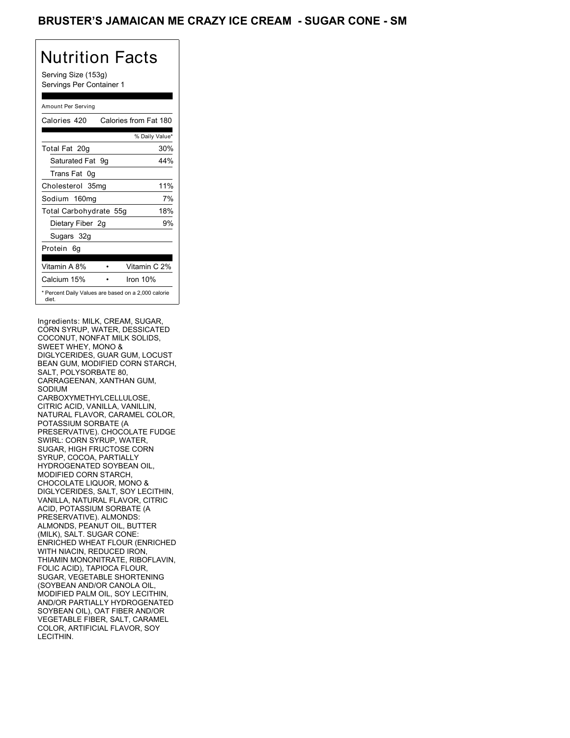# BRUSTER'S JAMAICAN ME CRAZY ICE CREAM - SUGAR CONE - SM

## Nutrition Facts

Serving Size (153g)
Servings Per Container 1

Amount Per Serving

| Calories 420 | Calories from Fat 180 |
|---|---|
| | % Daily Value* |
| Total Fat 20g | 30% |
| Saturated Fat 9g | 44% |
| Trans Fat 0g | |
| Cholesterol 35mg | 11% |
| Sodium 160mg | 7% |
| Total Carbohydrate 55g | 18% |
| Dietary Fiber 2g | 9% |
| Sugars 32g | |
| Protein 6g | |

| Vitamin A 8% | • | Vitamin C 2% |
|---|---|---|
| Calcium 15% | • | Iron 10% |

* Percent Daily Values are based on a 2,000 calorie diet.

Ingredients: MILK, CREAM, SUGAR, CORN SYRUP, WATER, DESSICATED COCONUT, NONFAT MILK SOLIDS, SWEET WHEY, MONO & DIGLYCERIDES, GUAR GUM, LOCUST BEAN GUM, MODIFIED CORN STARCH, SALT, POLYSORBATE 80, CARRAGEENAN, XANTHAN GUM, SODIUM CARBOXYMETHYLCELLULOSE, CITRIC ACID, VANILLA, VANILLIN, NATURAL FLAVOR, CARAMEL COLOR, POTASSIUM SORBATE (A PRESERVATIVE). CHOCOLATE FUDGE SWIRL: CORN SYRUP, WATER, SUGAR, HIGH FRUCTOSE CORN SYRUP, COCOA, PARTIALLY HYDROGENATED SOYBEAN OIL, MODIFIED CORN STARCH, CHOCOLATE LIQUOR, MONO & DIGLYCERIDES, SALT, SOY LECITHIN, VANILLA, NATURAL FLAVOR, CITRIC ACID, POTASSIUM SORBATE (A PRESERVATIVE). ALMONDS: ALMONDS, PEANUT OIL, BUTTER (MILK), SALT. SUGAR CONE: ENRICHED WHEAT FLOUR (ENRICHED WITH NIACIN, REDUCED IRON, THIAMIN MONONITRATE, RIBOFLAVIN, FOLIC ACID), TAPIOCA FLOUR, SUGAR, VEGETABLE SHORTENING (SOYBEAN AND/OR CANOLA OIL, MODIFIED PALM OIL, SOY LECITHIN, AND/OR PARTIALLY HYDROGENATED SOYBEAN OIL), OAT FIBER AND/OR VEGETABLE FIBER, SALT, CARAMEL COLOR, ARTIFICIAL FLAVOR, SOY LECITHIN.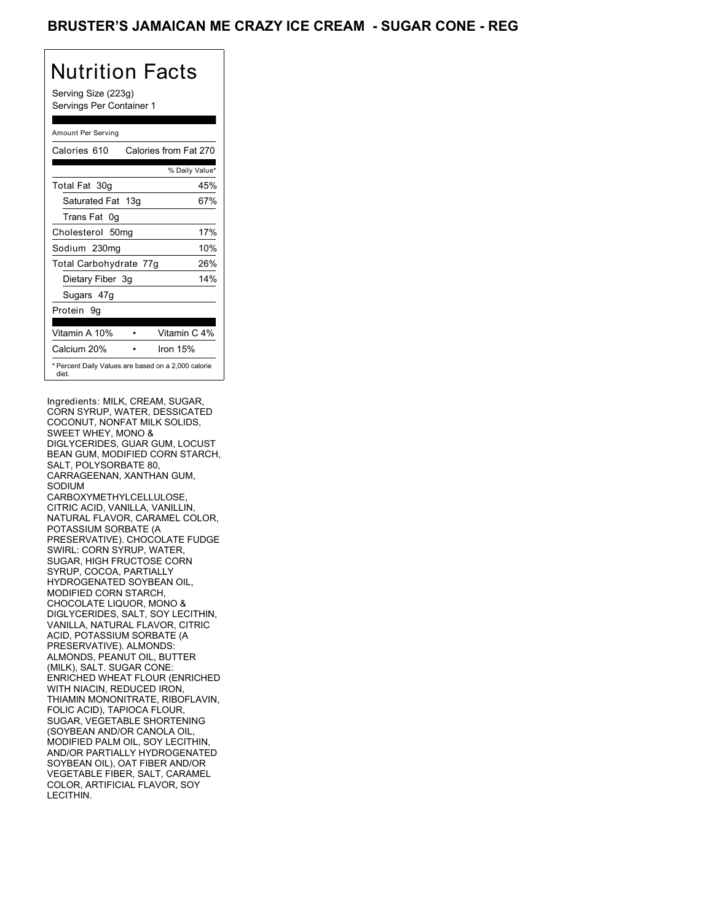# BRUSTER'S JAMAICAN ME CRAZY ICE CREAM - SUGAR CONE - REG

## Nutrition Facts

Serving Size (223g)
Servings Per Container 1

Amount Per Serving

| Calories 610 | Calories from Fat 270 |
|---|---|
| | % Daily Value* |
| Total Fat 30g | 45% |
| Saturated Fat 13g | 67% |
| Trans Fat 0g | |
| Cholesterol 50mg | 17% |
| Sodium 230mg | 10% |
| Total Carbohydrate 77g | 26% |
| Dietary Fiber 3g | 14% |
| Sugars 47g | |
| Protein 9g | |

| Vitamin A 10% | • | Vitamin C 4% |
|---|---|---|
| Calcium 20% | • | Iron 15% |

* Percent Daily Values are based on a 2,000 calorie diet.

Ingredients: MILK, CREAM, SUGAR, CORN SYRUP, WATER, DESSICATED COCONUT, NONFAT MILK SOLIDS, SWEET WHEY, MONO & DIGLYCERIDES, GUAR GUM, LOCUST BEAN GUM, MODIFIED CORN STARCH, SALT, POLYSORBATE 80, CARRAGEENAN, XANTHAN GUM, SODIUM CARBOXYMETHYLCELLULOSE, CITRIC ACID, VANILLA, VANILLIN, NATURAL FLAVOR, CARAMEL COLOR, POTASSIUM SORBATE (A PRESERVATIVE). CHOCOLATE FUDGE SWIRL: CORN SYRUP, WATER, SUGAR, HIGH FRUCTOSE CORN SYRUP, COCOA, PARTIALLY HYDROGENATED SOYBEAN OIL, MODIFIED CORN STARCH, CHOCOLATE LIQUOR, MONO & DIGLYCERIDES, SALT, SOY LECITHIN, VANILLA, NATURAL FLAVOR, CITRIC ACID, POTASSIUM SORBATE (A PRESERVATIVE). ALMONDS: ALMONDS, PEANUT OIL, BUTTER (MILK), SALT. SUGAR CONE: ENRICHED WHEAT FLOUR (ENRICHED WITH NIACIN, REDUCED IRON, THIAMIN MONONITRATE, RIBOFLAVIN, FOLIC ACID), TAPIOCA FLOUR, SUGAR, VEGETABLE SHORTENING (SOYBEAN AND/OR CANOLA OIL, MODIFIED PALM OIL, SOY LECITHIN, AND/OR PARTIALLY HYDROGENATED SOYBEAN OIL), OAT FIBER AND/OR VEGETABLE FIBER, SALT, CARAMEL COLOR, ARTIFICIAL FLAVOR, SOY LECITHIN.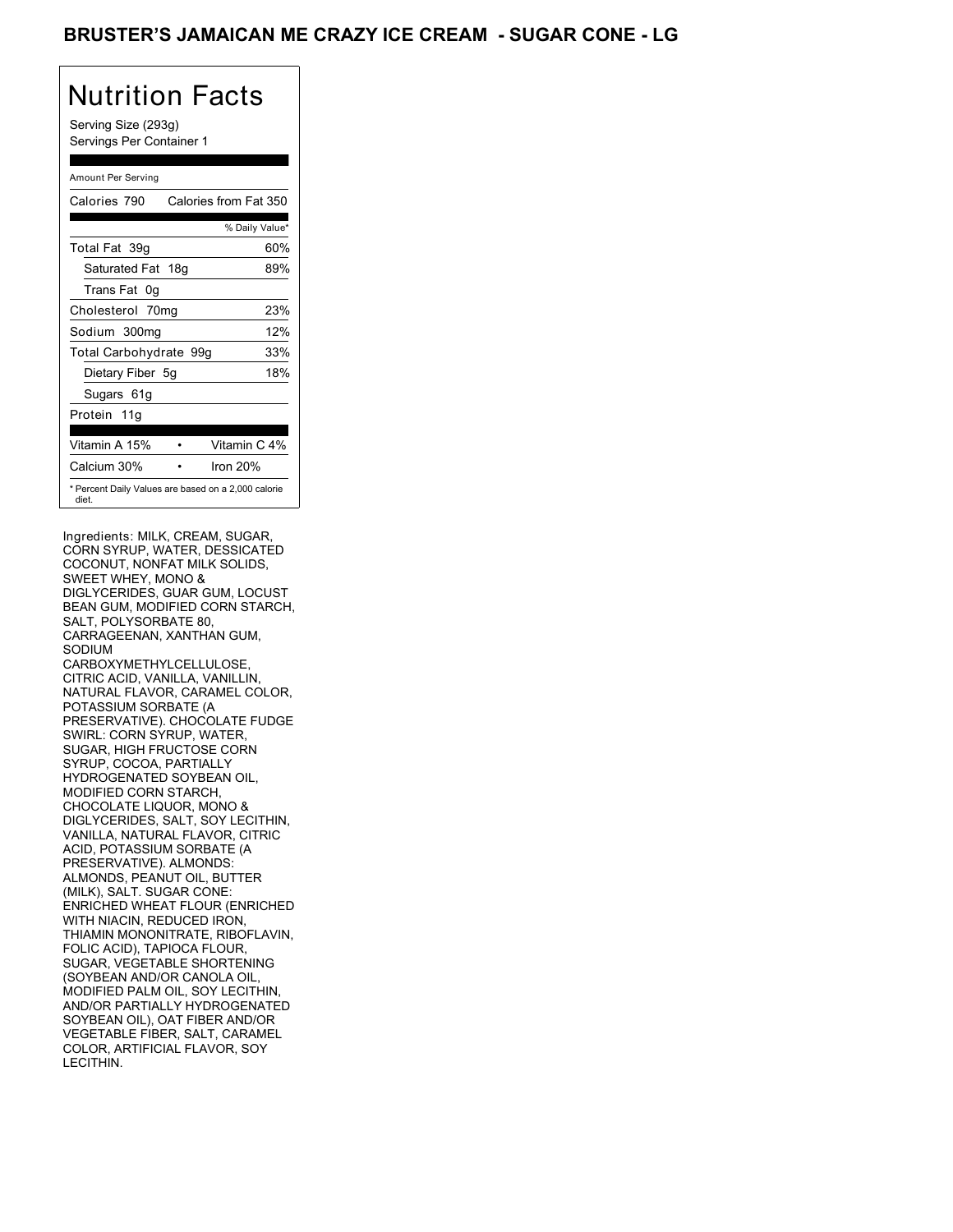# BRUSTER'S JAMAICAN ME CRAZY ICE CREAM - SUGAR CONE - LG

## Nutrition Facts

Serving Size (293g)
Servings Per Container 1

Amount Per Serving

| Calories 790 | Calories from Fat 350 |
|---|---|
| | % Daily Value* |
| Total Fat 39g | 60% |
| Saturated Fat 18g | 89% |
| Trans Fat 0g | |
| Cholesterol 70mg | 23% |
| Sodium 300mg | 12% |
| Total Carbohydrate 99g | 33% |
| Dietary Fiber 5g | 18% |
| Sugars 61g | |
| Protein 11g | |

| Vitamin A 15% | • | Vitamin C 4% |
|---|---|---|
| Calcium 30% | • | Iron 20% |

* Percent Daily Values are based on a 2,000 calorie diet.

Ingredients: MILK, CREAM, SUGAR, CORN SYRUP, WATER, DESSICATED COCONUT, NONFAT MILK SOLIDS, SWEET WHEY, MONO & DIGLYCERIDES, GUAR GUM, LOCUST BEAN GUM, MODIFIED CORN STARCH, SALT, POLYSORBATE 80, CARRAGEENAN, XANTHAN GUM, SODIUM CARBOXYMETHYLCELLULOSE, CITRIC ACID, VANILLA, VANILLIN, NATURAL FLAVOR, CARAMEL COLOR, POTASSIUM SORBATE (A PRESERVATIVE). CHOCOLATE FUDGE SWIRL: CORN SYRUP, WATER, SUGAR, HIGH FRUCTOSE CORN SYRUP, COCOA, PARTIALLY HYDROGENATED SOYBEAN OIL, MODIFIED CORN STARCH, CHOCOLATE LIQUOR, MONO & DIGLYCERIDES, SALT, SOY LECITHIN, VANILLA, NATURAL FLAVOR, CITRIC ACID, POTASSIUM SORBATE (A PRESERVATIVE). ALMONDS: ALMONDS, PEANUT OIL, BUTTER (MILK), SALT. SUGAR CONE: ENRICHED WHEAT FLOUR (ENRICHED WITH NIACIN, REDUCED IRON, THIAMIN MONONITRATE, RIBOFLAVIN, FOLIC ACID), TAPIOCA FLOUR, SUGAR, VEGETABLE SHORTENING (SOYBEAN AND/OR CANOLA OIL, MODIFIED PALM OIL, SOY LECITHIN, AND/OR PARTIALLY HYDROGENATED SOYBEAN OIL), OAT FIBER AND/OR VEGETABLE FIBER, SALT, CARAMEL COLOR, ARTIFICIAL FLAVOR, SOY LECITHIN.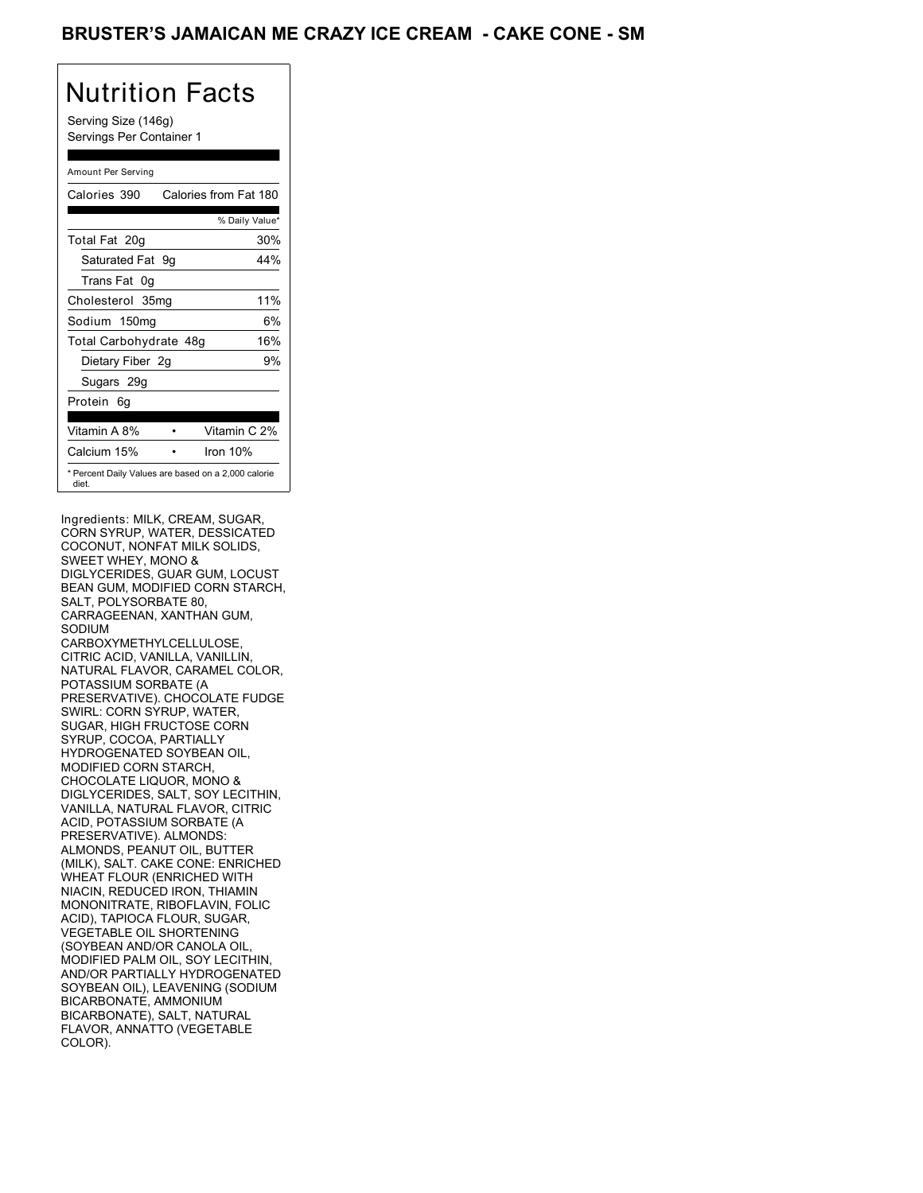# BRUSTER'S JAMAICAN ME CRAZY ICE CREAM - CAKE CONE - SM

## Nutrition Facts

Serving Size (146g)
Servings Per Container 1

| Amount Per Serving | |
|---|---|
| Calories 390 | Calories from Fat 180 |
| | % Daily Value* |
| Total Fat 20g | 30% |
| Saturated Fat 9g | 44% |
| Trans Fat 0g | |
| Cholesterol 35mg | 11% |
| Sodium 150mg | 6% |
| Total Carbohydrate 48g | 16% |
| Dietary Fiber 2g | 9% |
| Sugars 29g | |
| Protein 6g | |
| Vitamin A 8% | Vitamin C 2% |
| Calcium 15% | Iron 10% |

* Percent Daily Values are based on a 2,000 calorie diet.

Ingredients: MILK, CREAM, SUGAR, CORN SYRUP, WATER, DESSICATED COCONUT, NONFAT MILK SOLIDS, SWEET WHEY, MONO & DIGLYCERIDES, GUAR GUM, LOCUST BEAN GUM, MODIFIED CORN STARCH, SALT, POLYSORBATE 80, CARRAGEENAN, XANTHAN GUM, SODIUM CARBOXYMETHYLCELLULOSE, CITRIC ACID, VANILLA, VANILLIN, NATURAL FLAVOR, CARAMEL COLOR, POTASSIUM SORBATE (A PRESERVATIVE). CHOCOLATE FUDGE SWIRL: CORN SYRUP, WATER, SUGAR, HIGH FRUCTOSE CORN SYRUP, COCOA, PARTIALLY HYDROGENATED SOYBEAN OIL, MODIFIED CORN STARCH, CHOCOLATE LIQUOR, MONO & DIGLYCERIDES, SALT, SOY LECITHIN, VANILLA, NATURAL FLAVOR, CITRIC ACID, POTASSIUM SORBATE (A PRESERVATIVE). ALMONDS: ALMONDS, PEANUT OIL, BUTTER (MILK), SALT. CAKE CONE: ENRICHED WHEAT FLOUR (ENRICHED WITH NIACIN, REDUCED IRON, THIAMIN MONONITRATE, RIBOFLAVIN, FOLIC ACID), TAPIOCA FLOUR, SUGAR, VEGETABLE OIL SHORTENING (SOYBEAN AND/OR CANOLA OIL, MODIFIED PALM OIL, SOY LECITHIN, AND/OR PARTIALLY HYDROGENATED SOYBEAN OIL), LEAVENING (SODIUM BICARBONATE, AMMONIUM BICARBONATE), SALT, NATURAL FLAVOR, ANNATTO (VEGETABLE COLOR).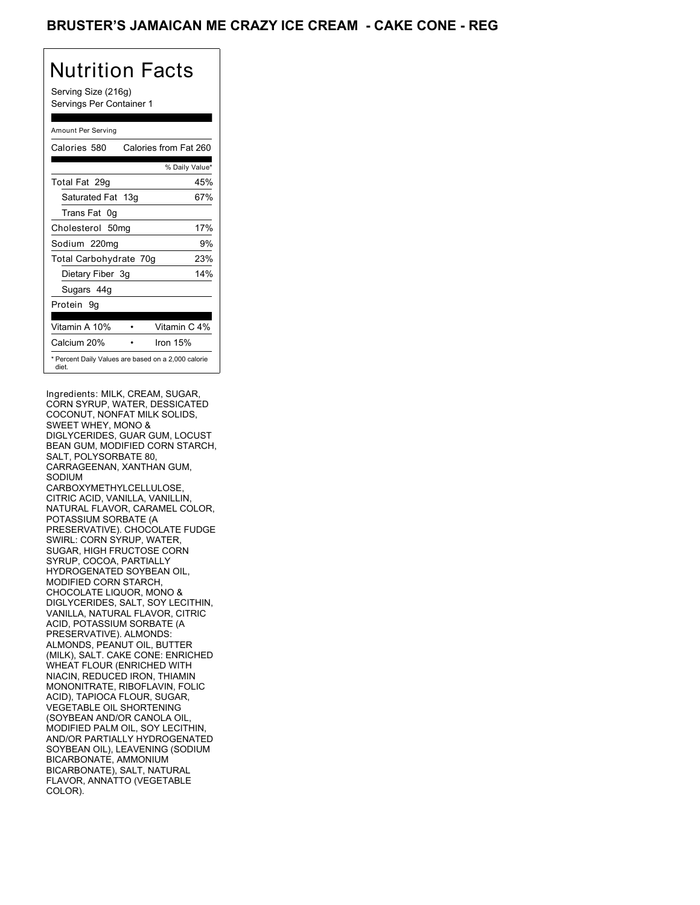## BRUSTER'S JAMAICAN ME CRAZY ICE CREAM - CAKE CONE - REG

# Nutrition Facts

Serving Size (216g)
Servings Per Container 1

Amount Per Serving

| Calories 580 | Calories from Fat 260 |
|---|---|
| | % Daily Value* |
| Total Fat 29g | 45% |
| Saturated Fat 13g | 67% |
| Trans Fat 0g | |
| Cholesterol 50mg | 17% |
| Sodium 220mg | 9% |
| Total Carbohydrate 70g | 23% |
| Dietary Fiber 3g | 14% |
| Sugars 44g | |
| Protein 9g | |
| Vitamin A 10% • | Vitamin C 4% |
| Calcium 20% • | Iron 15% |

* Percent Daily Values are based on a 2,000 calorie diet.

Ingredients: MILK, CREAM, SUGAR, CORN SYRUP, WATER, DESSICATED COCONUT, NONFAT MILK SOLIDS, SWEET WHEY, MONO & DIGLYCERIDES, GUAR GUM, LOCUST BEAN GUM, MODIFIED CORN STARCH, SALT, POLYSORBATE 80, CARRAGEENAN, XANTHAN GUM, SODIUM CARBOXYMETHYLCELLULOSE, CITRIC ACID, VANILLA, VANILLIN, NATURAL FLAVOR, CARAMEL COLOR, POTASSIUM SORBATE (A PRESERVATIVE). CHOCOLATE FUDGE SWIRL: CORN SYRUP, WATER, SUGAR, HIGH FRUCTOSE CORN SYRUP, COCOA, PARTIALLY HYDROGENATED SOYBEAN OIL, MODIFIED CORN STARCH, CHOCOLATE LIQUOR, MONO & DIGLYCERIDES, SALT, SOY LECITHIN, VANILLA, NATURAL FLAVOR, CITRIC ACID, POTASSIUM SORBATE (A PRESERVATIVE). ALMONDS: ALMONDS, PEANUT OIL, BUTTER (MILK), SALT. CAKE CONE: ENRICHED WHEAT FLOUR (ENRICHED WITH NIACIN, REDUCED IRON, THIAMIN MONONITRATE, RIBOFLAVIN, FOLIC ACID), TAPIOCA FLOUR, SUGAR, VEGETABLE OIL SHORTENING (SOYBEAN AND/OR CANOLA OIL, MODIFIED PALM OIL, SOY LECITHIN, AND/OR PARTIALLY HYDROGENATED SOYBEAN OIL), LEAVENING (SODIUM BICARBONATE, AMMONIUM BICARBONATE), SALT, NATURAL FLAVOR, ANNATTO (VEGETABLE COLOR).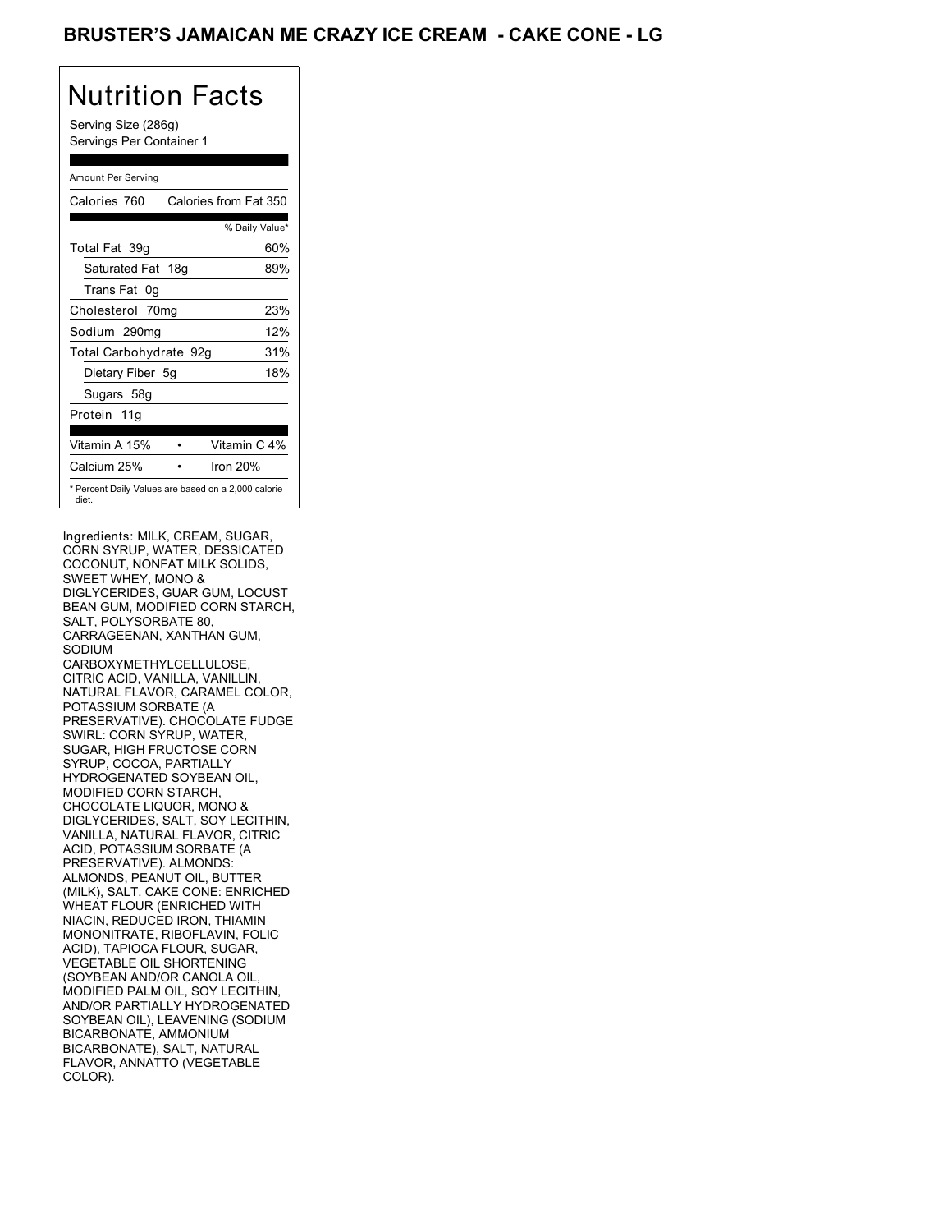# BRUSTER'S JAMAICAN ME CRAZY ICE CREAM - CAKE CONE - LG

## Nutrition Facts

Serving Size (286g)
Servings Per Container 1

| Amount Per Serving | |
|---|---|
| Calories 760 | Calories from Fat 350 |
| | % Daily Value* |
| Total Fat 39g | 60% |
| Saturated Fat 18g | 89% |
| Trans Fat 0g | |
| Cholesterol 70mg | 23% |
| Sodium 290mg | 12% |
| Total Carbohydrate 92g | 31% |
| Dietary Fiber 5g | 18% |
| Sugars 58g | |
| Protein 11g | |
| Vitamin A 15% | Vitamin C 4% |
| Calcium 25% | Iron 20% |

* Percent Daily Values are based on a 2,000 calorie diet.

Ingredients: MILK, CREAM, SUGAR, CORN SYRUP, WATER, DESSICATED COCONUT, NONFAT MILK SOLIDS, SWEET WHEY, MONO & DIGLYCERIDES, GUAR GUM, LOCUST BEAN GUM, MODIFIED CORN STARCH, SALT, POLYSORBATE 80, CARRAGEENAN, XANTHAN GUM, SODIUM CARBOXYMETHYLCELLULOSE, CITRIC ACID, VANILLA, VANILLIN, NATURAL FLAVOR, CARAMEL COLOR, POTASSIUM SORBATE (A PRESERVATIVE). CHOCOLATE FUDGE SWIRL: CORN SYRUP, WATER, SUGAR, HIGH FRUCTOSE CORN SYRUP, COCOA, PARTIALLY HYDROGENATED SOYBEAN OIL, MODIFIED CORN STARCH, CHOCOLATE LIQUOR, MONO & DIGLYCERIDES, SALT, SOY LECITHIN, VANILLA, NATURAL FLAVOR, CITRIC ACID, POTASSIUM SORBATE (A PRESERVATIVE). ALMONDS: ALMONDS, PEANUT OIL, BUTTER (MILK), SALT. CAKE CONE: ENRICHED WHEAT FLOUR (ENRICHED WITH NIACIN, REDUCED IRON, THIAMIN MONONITRATE, RIBOFLAVIN, FOLIC ACID), TAPIOCA FLOUR, SUGAR, VEGETABLE OIL SHORTENING (SOYBEAN AND/OR CANOLA OIL, MODIFIED PALM OIL, SOY LECITHIN, AND/OR PARTIALLY HYDROGENATED SOYBEAN OIL), LEAVENING (SODIUM BICARBONATE, AMMONIUM BICARBONATE), SALT, NATURAL FLAVOR, ANNATTO (VEGETABLE COLOR).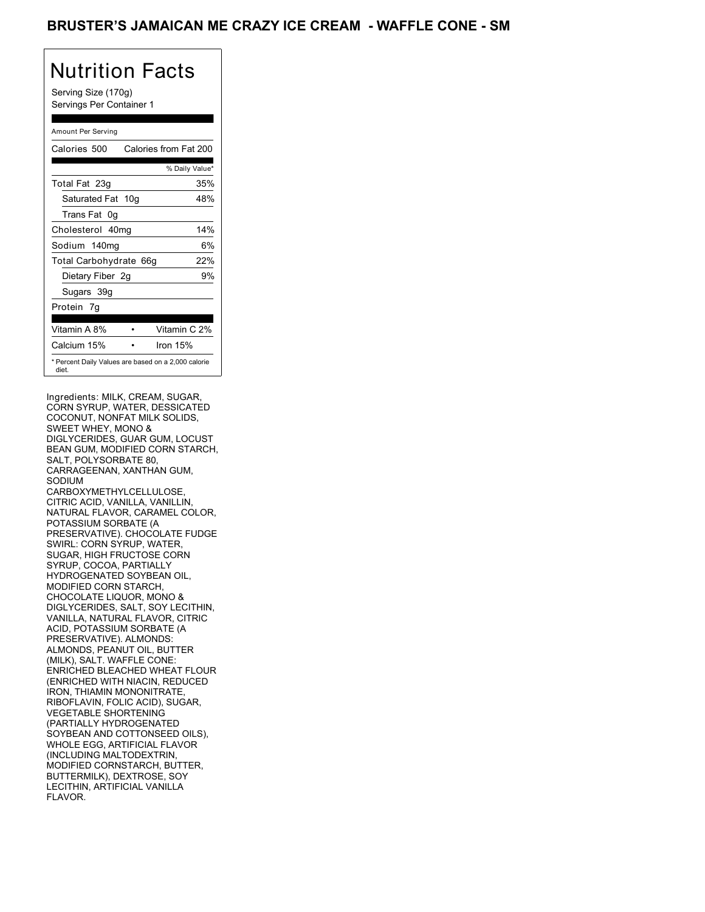# BRUSTER'S JAMAICAN ME CRAZY ICE CREAM - WAFFLE CONE - SM

## Nutrition Facts

Serving Size (170g)
Servings Per Container 1

Amount Per Serving

| Calories 500 | Calories from Fat 200 |
|---|---|
| | % Daily Value* |
| Total Fat 23g | 35% |
| Saturated Fat 10g | 48% |
| Trans Fat 0g | |
| Cholesterol 40mg | 14% |
| Sodium 140mg | 6% |
| Total Carbohydrate 66g | 22% |
| Dietary Fiber 2g | 9% |
| Sugars 39g | |
| Protein 7g | |
| Vitamin A 8% | Vitamin C 2% |
| Calcium 15% | Iron 15% |

* Percent Daily Values are based on a 2,000 calorie diet.

Ingredients: MILK, CREAM, SUGAR, CORN SYRUP, WATER, DESSICATED COCONUT, NONFAT MILK SOLIDS, SWEET WHEY, MONO & DIGLYCERIDES, GUAR GUM, LOCUST BEAN GUM, MODIFIED CORN STARCH, SALT, POLYSORBATE 80, CARRAGEENAN, XANTHAN GUM, SODIUM CARBOXYMETHYLCELLULOSE, CITRIC ACID, VANILLA, VANILLIN, NATURAL FLAVOR, CARAMEL COLOR, POTASSIUM SORBATE (A PRESERVATIVE). CHOCOLATE FUDGE SWIRL: CORN SYRUP, WATER, SUGAR, HIGH FRUCTOSE CORN SYRUP, COCOA, PARTIALLY HYDROGENATED SOYBEAN OIL, MODIFIED CORN STARCH, CHOCOLATE LIQUOR, MONO & DIGLYCERIDES, SALT, SOY LECITHIN, VANILLA, NATURAL FLAVOR, CITRIC ACID, POTASSIUM SORBATE (A PRESERVATIVE). ALMONDS: ALMONDS, PEANUT OIL, BUTTER (MILK), SALT. WAFFLE CONE: ENRICHED BLEACHED WHEAT FLOUR (ENRICHED WITH NIACIN, REDUCED IRON, THIAMIN MONONITRATE, RIBOFLAVIN, FOLIC ACID), SUGAR, VEGETABLE SHORTENING (PARTIALLY HYDROGENATED SOYBEAN AND COTTONSEED OILS), WHOLE EGG, ARTIFICIAL FLAVOR (INCLUDING MALTODEXTRIN, MODIFIED CORNSTARCH, BUTTER, BUTTERMILK), DEXTROSE, SOY LECITHIN, ARTIFICIAL VANILLA FLAVOR.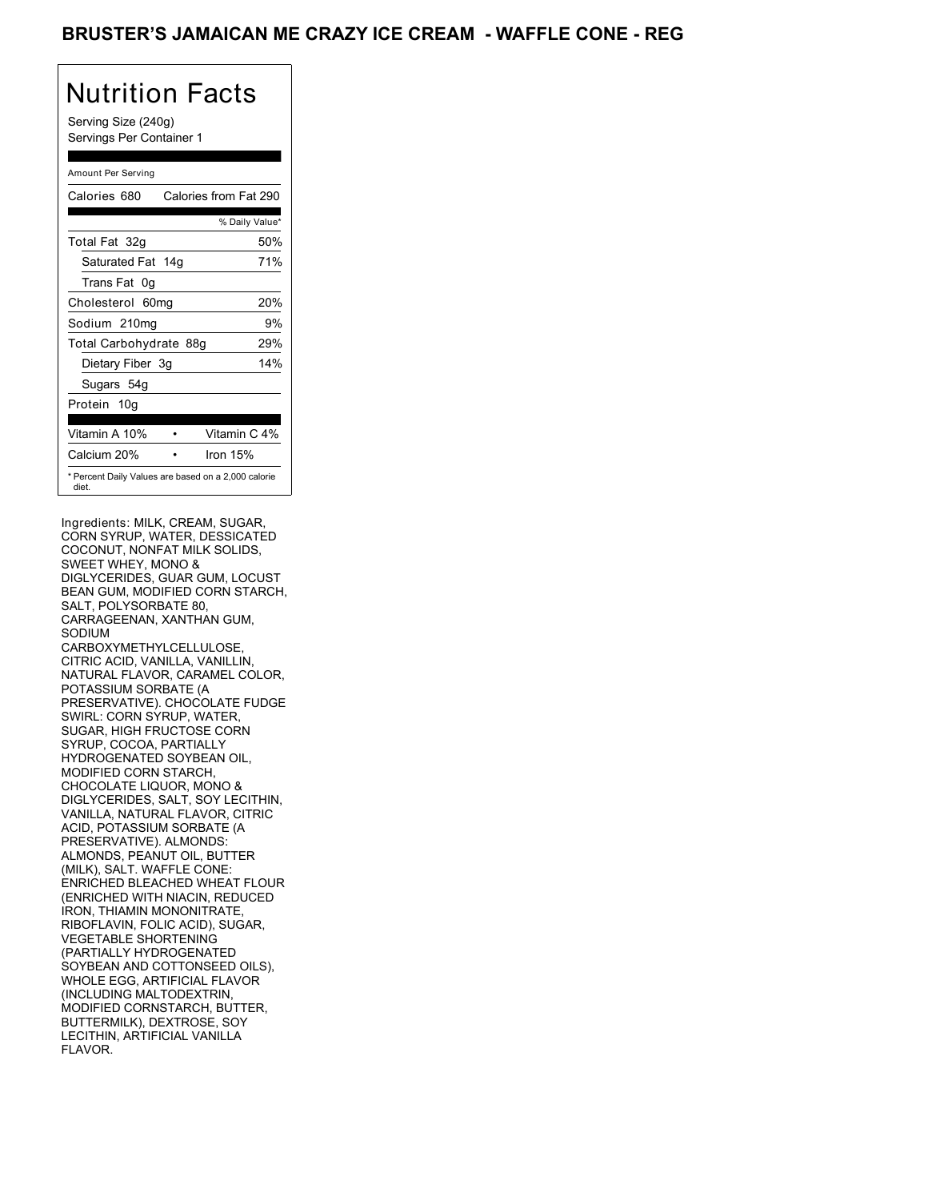# BRUSTER'S JAMAICAN ME CRAZY ICE CREAM - WAFFLE CONE - REG

## Nutrition Facts

Serving Size (240g)
Servings Per Container 1

Amount Per Serving

| Calories 680 | Calories from Fat 290 |
| --- | --- |
| | % Daily Value* |
| Total Fat 32g | 50% |
| Saturated Fat 14g | 71% |
| Trans Fat 0g | |
| Cholesterol 60mg | 20% |
| Sodium 210mg | 9% |
| Total Carbohydrate 88g | 29% |
| Dietary Fiber 3g | 14% |
| Sugars 54g | |
| Protein 10g | |
| Vitamin A 10% | Vitamin C 4% |
| Calcium 20% | Iron 15% |

* Percent Daily Values are based on a 2,000 calorie diet.

Ingredients: MILK, CREAM, SUGAR, CORN SYRUP, WATER, DESSICATED COCONUT, NONFAT MILK SOLIDS, SWEET WHEY, MONO & DIGLYCERIDES, GUAR GUM, LOCUST BEAN GUM, MODIFIED CORN STARCH, SALT, POLYSORBATE 80, CARRAGEENAN, XANTHAN GUM, SODIUM CARBOXYMETHYLCELLULOSE, CITRIC ACID, VANILLA, VANILLIN, NATURAL FLAVOR, CARAMEL COLOR, POTASSIUM SORBATE (A PRESERVATIVE). CHOCOLATE FUDGE SWIRL: CORN SYRUP, WATER, SUGAR, HIGH FRUCTOSE CORN SYRUP, COCOA, PARTIALLY HYDROGENATED SOYBEAN OIL, MODIFIED CORN STARCH, CHOCOLATE LIQUOR, MONO & DIGLYCERIDES, SALT, SOY LECITHIN, VANILLA, NATURAL FLAVOR, CITRIC ACID, POTASSIUM SORBATE (A PRESERVATIVE). ALMONDS: ALMONDS, PEANUT OIL, BUTTER (MILK), SALT. WAFFLE CONE: ENRICHED BLEACHED WHEAT FLOUR (ENRICHED WITH NIACIN, REDUCED IRON, THIAMIN MONONITRATE, RIBOFLAVIN, FOLIC ACID), SUGAR, VEGETABLE SHORTENING (PARTIALLY HYDROGENATED SOYBEAN AND COTTONSEED OILS), WHOLE EGG, ARTIFICIAL FLAVOR (INCLUDING MALTODEXTRIN, MODIFIED CORNSTARCH, BUTTER, BUTTERMILK), DEXTROSE, SOY LECITHIN, ARTIFICIAL VANILLA FLAVOR.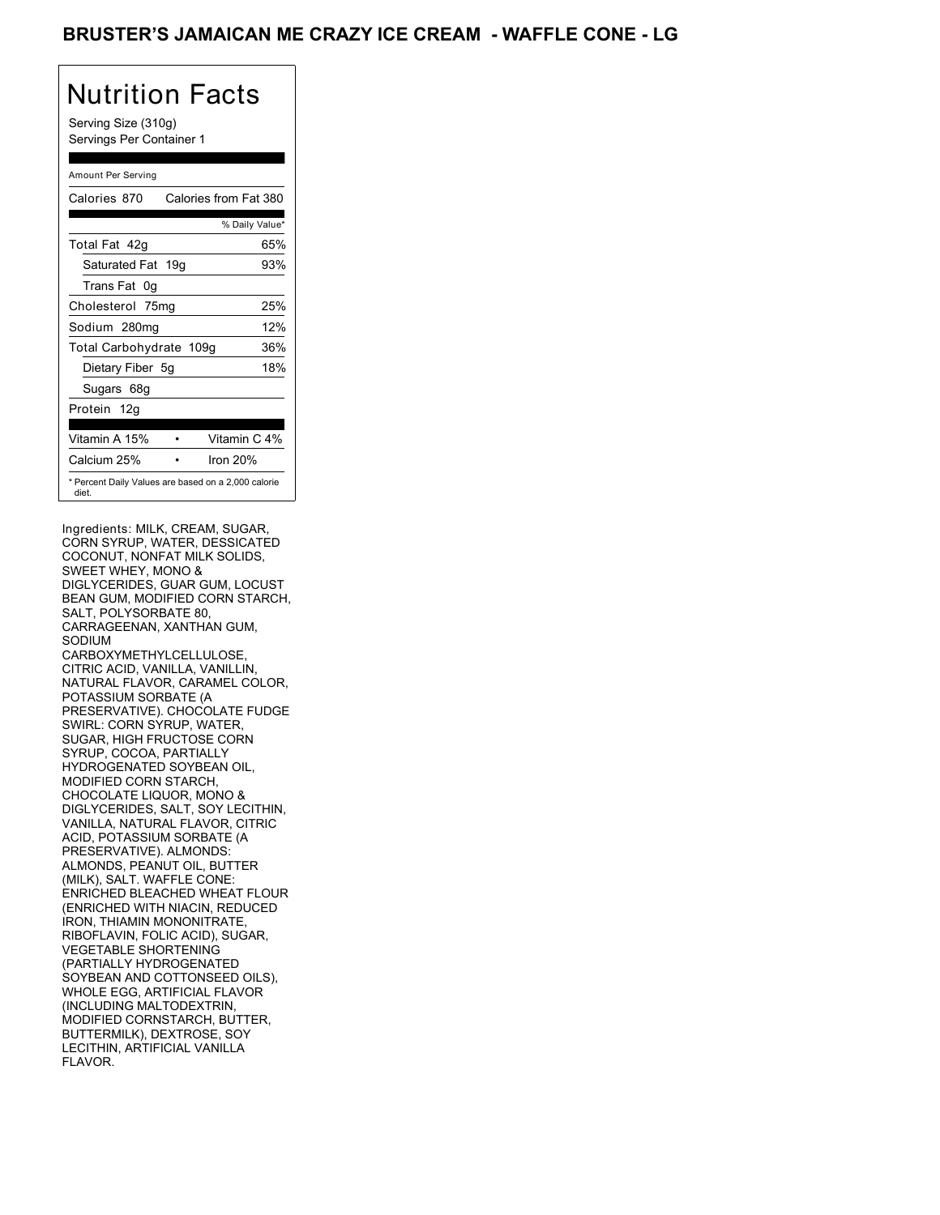# BRUSTER'S JAMAICAN ME CRAZY ICE CREAM - WAFFLE CONE - LG

## Nutrition Facts

Serving Size (310g)
Servings Per Container 1

Amount Per Serving

| | |
|---|---|
| Calories 870 | Calories from Fat 380 |
| | % Daily Value* |
| Total Fat 42g | 65% |
| Saturated Fat 19g | 93% |
| Trans Fat 0g | |
| Cholesterol 75mg | 25% |
| Sodium 280mg | 12% |
| Total Carbohydrate 109g | 36% |
| Dietary Fiber 5g | 18% |
| Sugars 68g | |
| Protein 12g | |
| Vitamin A 15% | Vitamin C 4% |
| Calcium 25% | Iron 20% |

* Percent Daily Values are based on a 2,000 calorie diet.

Ingredients: MILK, CREAM, SUGAR, CORN SYRUP, WATER, DESSICATED COCONUT, NONFAT MILK SOLIDS, SWEET WHEY, MONO & DIGLYCERIDES, GUAR GUM, LOCUST BEAN GUM, MODIFIED CORN STARCH, SALT, POLYSORBATE 80, CARRAGEENAN, XANTHAN GUM, SODIUM CARBOXYMETHYLCELLULOSE, CITRIC ACID, VANILLA, VANILLIN, NATURAL FLAVOR, CARAMEL COLOR, POTASSIUM SORBATE (A PRESERVATIVE). CHOCOLATE FUDGE SWIRL: CORN SYRUP, WATER, SUGAR, HIGH FRUCTOSE CORN SYRUP, COCOA, PARTIALLY HYDROGENATED SOYBEAN OIL, MODIFIED CORN STARCH, CHOCOLATE LIQUOR, MONO & DIGLYCERIDES, SALT, SOY LECITHIN, VANILLA, NATURAL FLAVOR, CITRIC ACID, POTASSIUM SORBATE (A PRESERVATIVE). ALMONDS: ALMONDS, PEANUT OIL, BUTTER (MILK), SALT. WAFFLE CONE: ENRICHED BLEACHED WHEAT FLOUR (ENRICHED WITH NIACIN, REDUCED IRON, THIAMIN MONONITRATE, RIBOFLAVIN, FOLIC ACID), SUGAR, VEGETABLE SHORTENING (PARTIALLY HYDROGENATED SOYBEAN AND COTTONSEED OILS), WHOLE EGG, ARTIFICIAL FLAVOR (INCLUDING MALTODEXTRIN, MODIFIED CORNSTARCH, BUTTER, BUTTERMILK), DEXTROSE, SOY LECITHIN, ARTIFICIAL VANILLA FLAVOR.